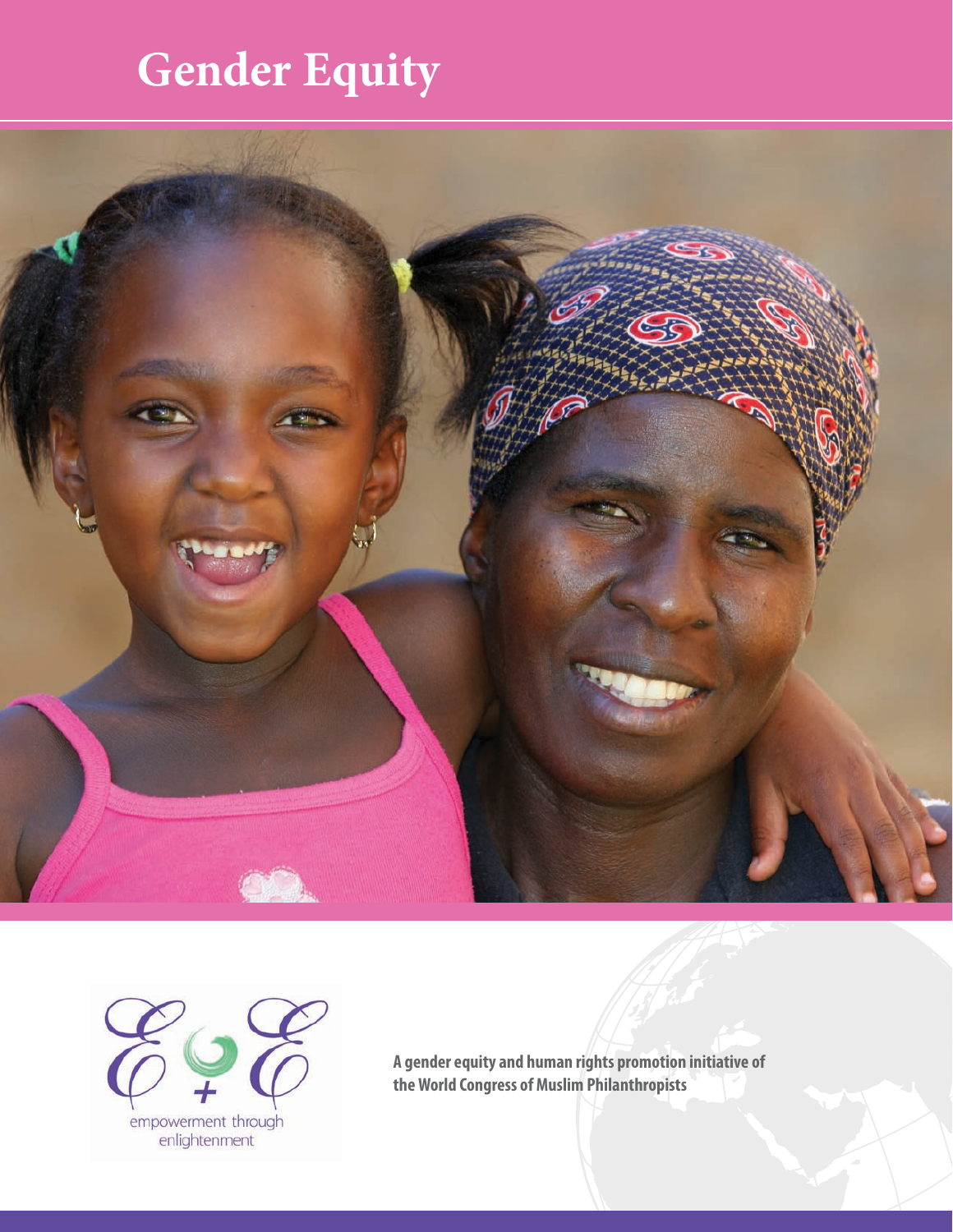# Gender Equity

empowerment through enlightenment

**A gender equity and human rights promotion initiative of the World Congress of Muslim Philanthropists**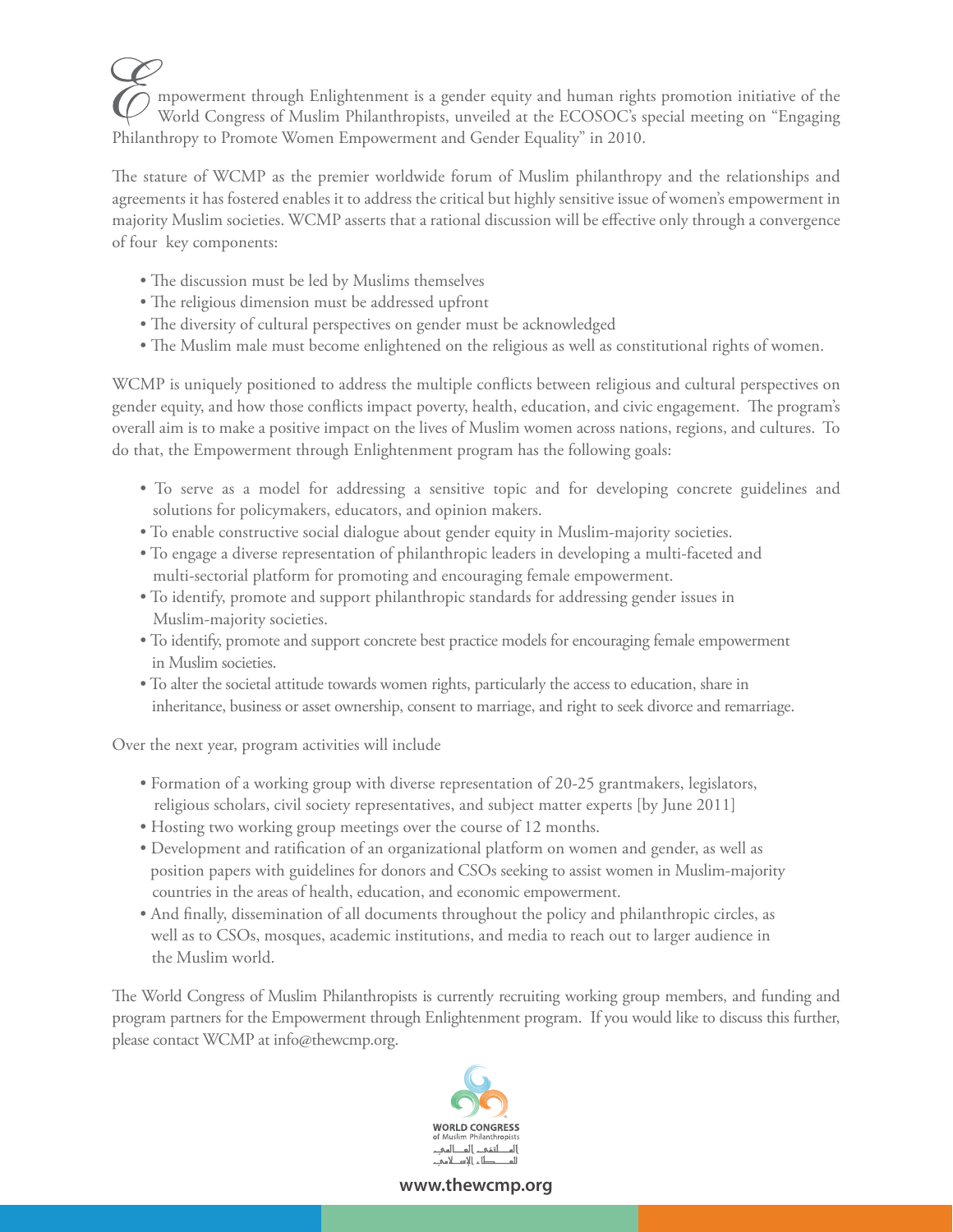Empowerment through Enlightenment is a gender equity and human rights promotion initiative of the World Congress of Muslim Philanthropists, unveiled at the ECOSOC's special meeting on "Engaging Philanthropy to Promote Women Empowerment and Gender Equality" in 2010.

The stature of WCMP as the premier worldwide forum of Muslim philanthropy and the relationships and agreements it has fostered enables it to address the critical but highly sensitive issue of women's empowerment in majority Muslim societies. WCMP asserts that a rational discussion will be effective only through a convergence of four key components:

- The discussion must be led by Muslims themselves
- The religious dimension must be addressed upfront
- The diversity of cultural perspectives on gender must be acknowledged
- The Muslim male must become enlightened on the religious as well as constitutional rights of women.

WCMP is uniquely positioned to address the multiple conflicts between religious and cultural perspectives on gender equity, and how those conflicts impact poverty, health, education, and civic engagement. The program's overall aim is to make a positive impact on the lives of Muslim women across nations, regions, and cultures. To do that, the Empowerment through Enlightenment program has the following goals:

- To serve as a model for addressing a sensitive topic and for developing concrete guidelines and solutions for policymakers, educators, and opinion makers.
- To enable constructive social dialogue about gender equity in Muslim-majority societies.
- To engage a diverse representation of philanthropic leaders in developing a multi-faceted and multi-sectorial platform for promoting and encouraging female empowerment.
- To identify, promote and support philanthropic standards for addressing gender issues in Muslim-majority societies.
- To identify, promote and support concrete best practice models for encouraging female empowerment in Muslim societies.
- To alter the societal attitude towards women rights, particularly the access to education, share in inheritance, business or asset ownership, consent to marriage, and right to seek divorce and remarriage.

Over the next year, program activities will include

- Formation of a working group with diverse representation of 20-25 grantmakers, legislators, religious scholars, civil society representatives, and subject matter experts [by June 2011]
- Hosting two working group meetings over the course of 12 months.
- Development and ratification of an organizational platform on women and gender, as well as position papers with guidelines for donors and CSOs seeking to assist women in Muslim-majority countries in the areas of health, education, and economic empowerment.
- And finally, dissemination of all documents throughout the policy and philanthropic circles, as well as to CSOs, mosques, academic institutions, and media to reach out to larger audience in the Muslim world.

The World Congress of Muslim Philanthropists is currently recruiting working group members, and funding and program partners for the Empowerment through Enlightenment program. If you would like to discuss this further, please contact WCMP at info@thewcmp.org.

WORLD CONGRESS
of Muslim Philanthropists

الملتقى العالمي
للعطاء الإسلامي

www.thewcmp.org